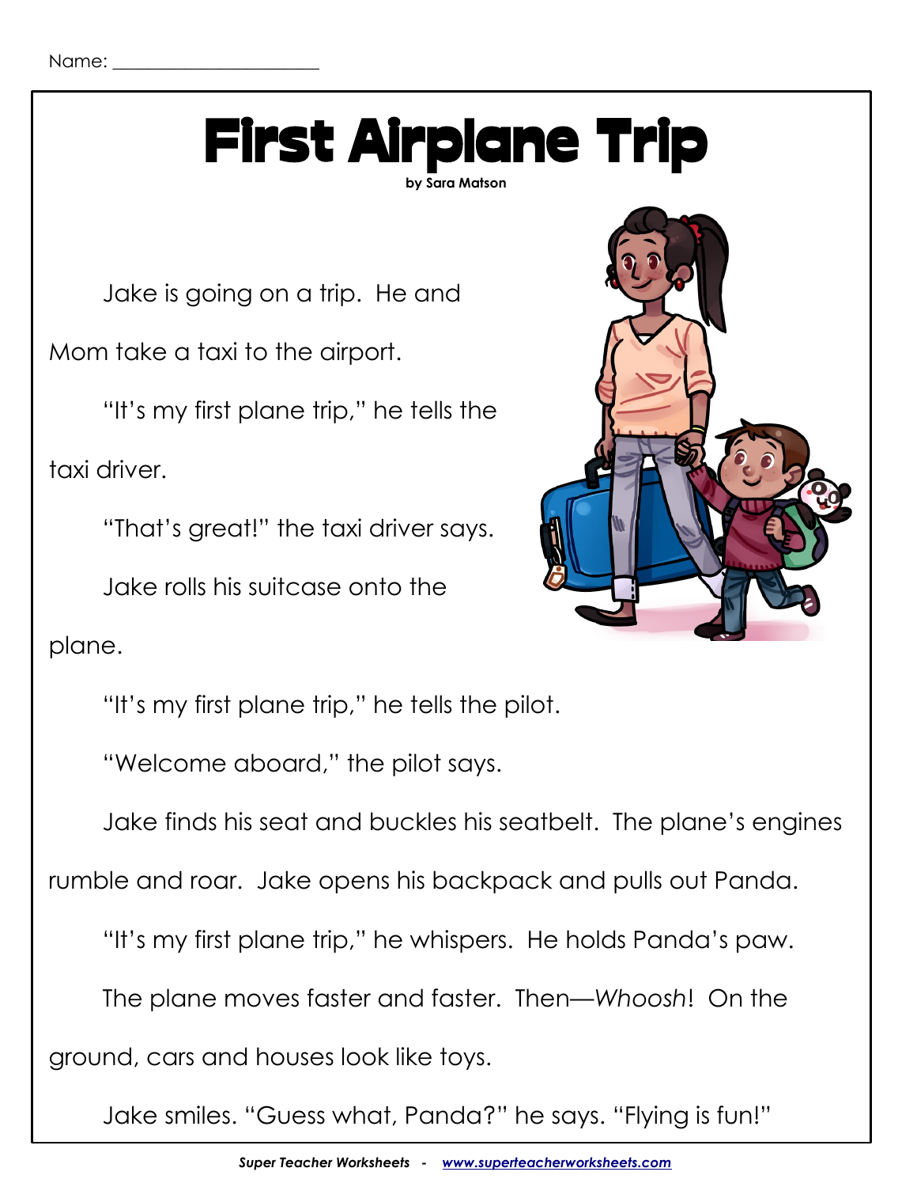Name: ______________________

# First Airplane Trip

**by Sara Matson**

Jake is going on a trip. He and Mom take a taxi to the airport.

"It's my first plane trip," he tells the taxi driver.

"That's great!" the taxi driver says.

Jake rolls his suitcase onto the plane.

"It's my first plane trip," he tells the pilot.

"Welcome aboard," the pilot says.

Jake finds his seat and buckles his seatbelt. The plane's engines rumble and roar. Jake opens his backpack and pulls out Panda.

"It's my first plane trip," he whispers. He holds Panda's paw.

The plane moves faster and faster. Then—*Whoosh*! On the ground, cars and houses look like toys.

Jake smiles. "Guess what, Panda?" he says. "Flying is fun!"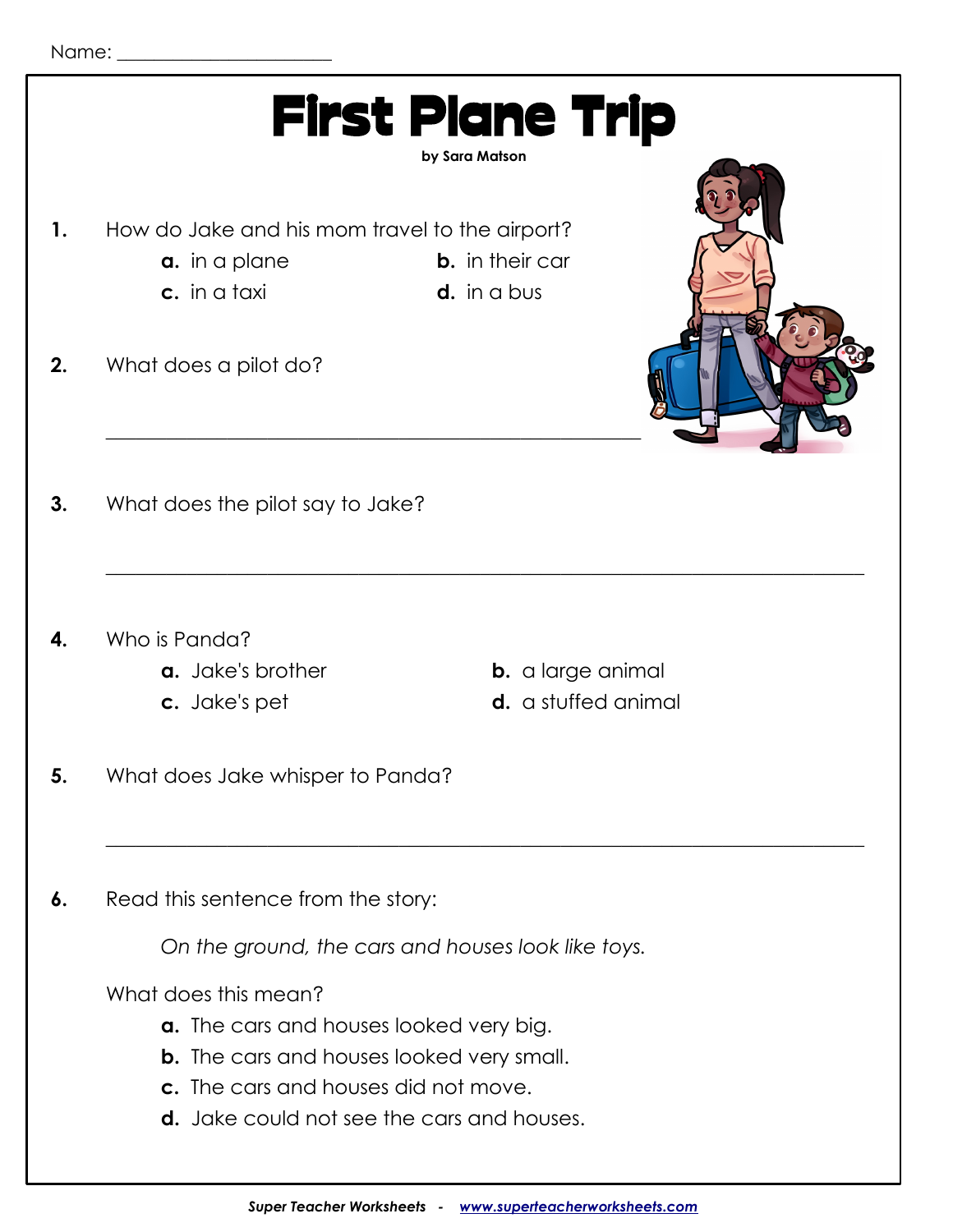Name: ______________________

# First Plane Trip

**by Sara Matson**

**1.** How do Jake and his mom travel to the airport?

- **a.** in a plane
- **b.** in their car
- **c.** in a taxi
- **d.** in a bus

**2.** What does a pilot do?

_______________________________________________

**3.** What does the pilot say to Jake?

_______________________________________________

**4.** Who is Panda?

- **a.** Jake's brother
- **b.** a large animal
- **c.** Jake's pet
- **d.** a stuffed animal

**5.** What does Jake whisper to Panda?

_______________________________________________

**6.** Read this sentence from the story:

*On the ground, the cars and houses look like toys.*

What does this mean?

- **a.** The cars and houses looked very big.
- **b.** The cars and houses looked very small.
- **c.** The cars and houses did not move.
- **d.** Jake could not see the cars and houses.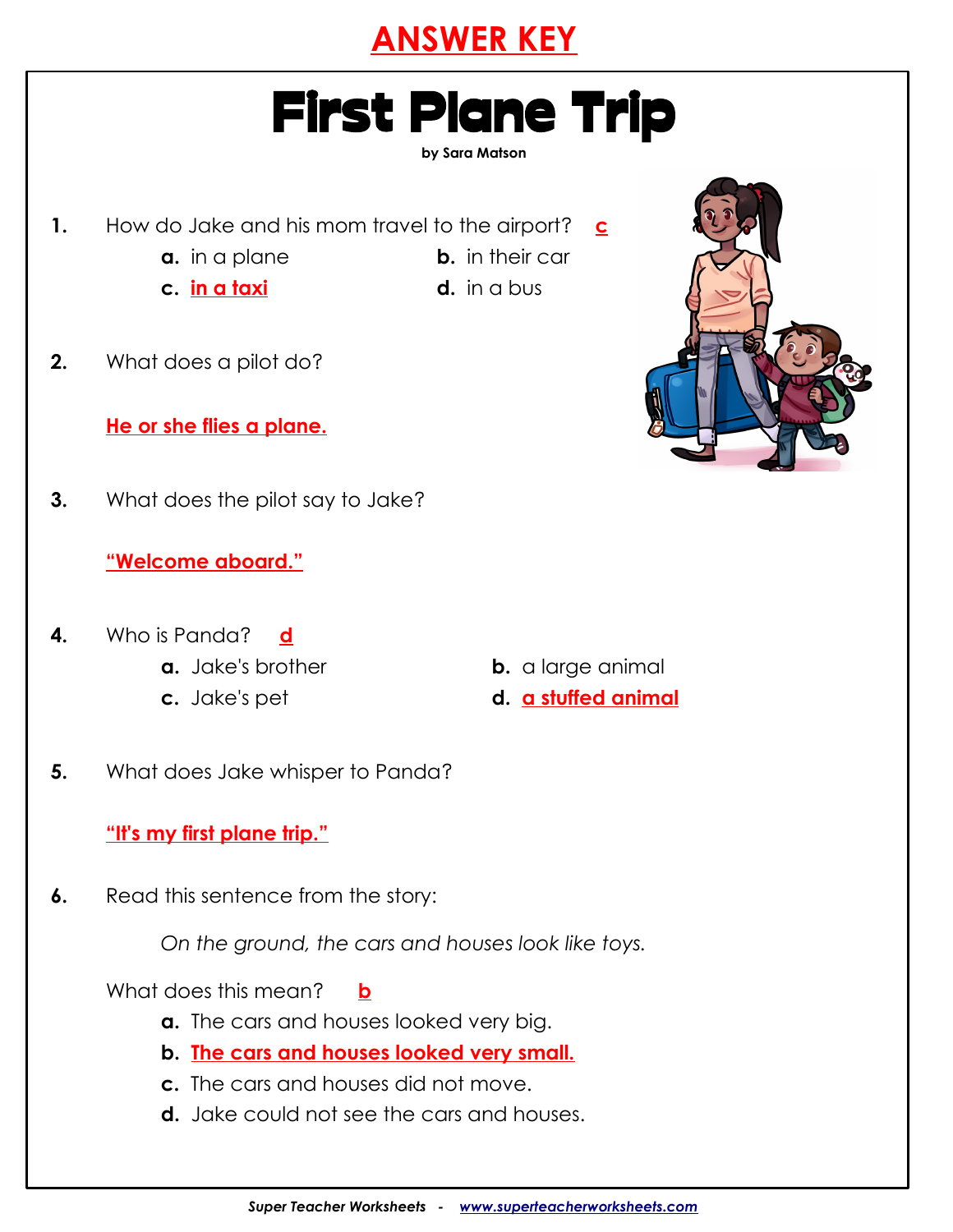# ANSWER KEY

# First Plane Trip

by Sara Matson

1. How do Jake and his mom travel to the airport? **c**

   a. in a plane
   b. in their car
   c. **in a taxi**
   d. in a bus

2. What does a pilot do?

   **He or she flies a plane.**

3. What does the pilot say to Jake?

   **"Welcome aboard."**

4. Who is Panda? **d**

   a. Jake's brother
   b. a large animal
   c. Jake's pet
   d. **a stuffed animal**

5. What does Jake whisper to Panda?

   **"It's my first plane trip."**

6. Read this sentence from the story:

   *On the ground, the cars and houses look like toys.*

   What does this mean? **b**

   a. The cars and houses looked very big.
   b. **The cars and houses looked very small.**
   c. The cars and houses did not move.
   d. Jake could not see the cars and houses.